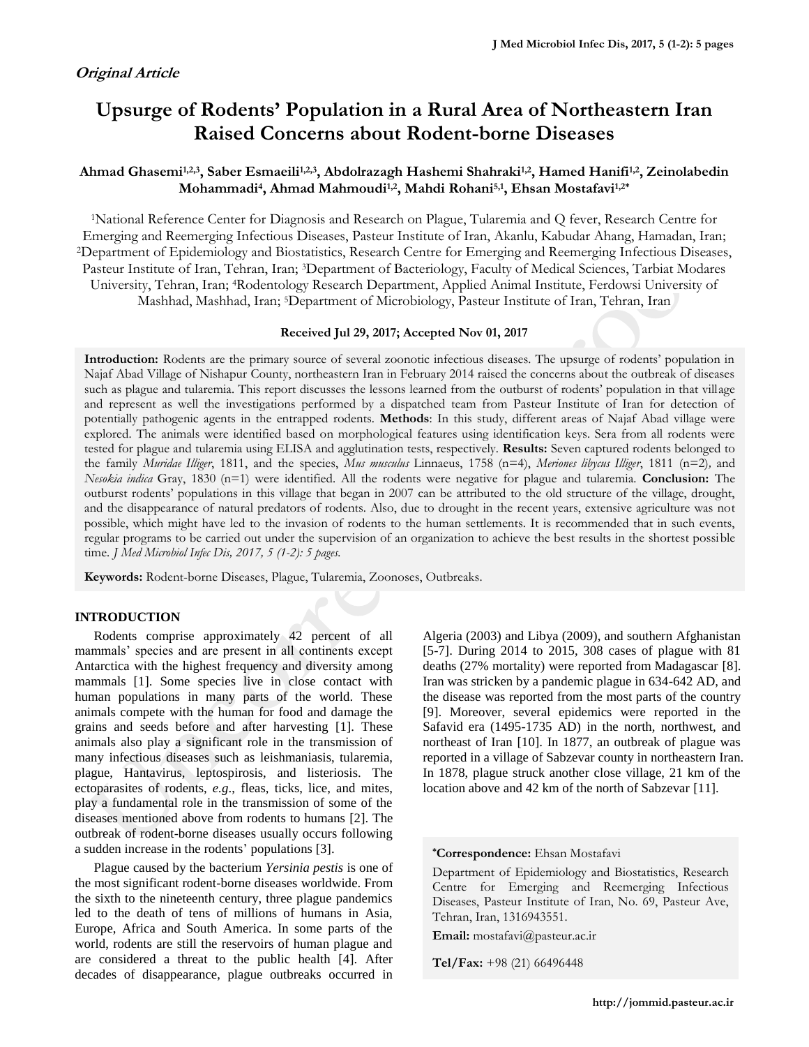*Original Article*

# Upsurge of Rodents' Population in a Rural Area of Northeastern Iran Raised Concerns about Rodent-borne Diseases

**Ahmad Ghasemi[1,2,3], Saber Esmaeili[1,2,3], Abdolrazagh Hashemi Shahraki[1,2], Hamed Hanifi[1,2], Zeinolabedin Mohammadi[4], Ahmad Mahmoudi[1,2], Mahdi Rohani[5,1], Ehsan Mostafavi[1,2*]**

[1]National Reference Center for Diagnosis and Research on Plague, Tularemia and Q fever, Research Centre for Emerging and Reemerging Infectious Diseases, Pasteur Institute of Iran, Akanlu, Kabudar Ahang, Hamadan, Iran; [2]Department of Epidemiology and Biostatistics, Research Centre for Emerging and Reemerging Infectious Diseases, Pasteur Institute of Iran, Tehran, Iran; [3]Department of Bacteriology, Faculty of Medical Sciences, Tarbiat Modares University, Tehran, Iran; [4]Rodentology Research Department, Applied Animal Institute, Ferdowsi University of Mashhad, Mashhad, Iran; [5]Department of Microbiology, Pasteur Institute of Iran, Tehran, Iran

**Received Jul 29, 2017; Accepted Nov 01, 2017**

**Introduction:** Rodents are the primary source of several zoonotic infectious diseases. The upsurge of rodents' population in Najaf Abad Village of Nishapur County, northeastern Iran in February 2014 raised the concerns about the outbreak of diseases such as plague and tularemia. This report discusses the lessons learned from the outburst of rodents' population in that village and represent as well the investigations performed by a dispatched team from Pasteur Institute of Iran for detection of potentially pathogenic agents in the entrapped rodents. **Methods**: In this study, different areas of Najaf Abad village were explored. The animals were identified based on morphological features using identification keys. Sera from all rodents were tested for plague and tularemia using ELISA and agglutination tests, respectively. **Results:** Seven captured rodents belonged to the family *Muridae Illiger*, 1811, and the species, *Mus musculus* Linnaeus, 1758 (n=4), *Meriones libycus Illiger*, 1811 (n=2), and *Nesokia indica* Gray, 1830 (n=1) were identified. All the rodents were negative for plague and tularemia. **Conclusion:** The outburst rodents' populations in this village that began in 2007 can be attributed to the old structure of the village, drought, and the disappearance of natural predators of rodents. Also, due to drought in the recent years, extensive agriculture was not possible, which might have led to the invasion of rodents to the human settlements. It is recommended that in such events, regular programs to be carried out under the supervision of an organization to achieve the best results in the shortest possible time. *J Med Microbiol Infec Dis, 2017, 5 (1-2): 5 pages.*

**Keywords:** Rodent-borne Diseases, Plague, Tularemia, Zoonoses, Outbreaks.

## INTRODUCTION

Rodents comprise approximately 42 percent of all mammals' species and are present in all continents except Antarctica with the highest frequency and diversity among mammals [1]. Some species live in close contact with human populations in many parts of the world. These animals compete with the human for food and damage the grains and seeds before and after harvesting [1]. These animals also play a significant role in the transmission of many infectious diseases such as leishmaniasis, tularemia, plague, Hantavirus, leptospirosis, and listeriosis. The ectoparasites of rodents, *e.g*., fleas, ticks, lice, and mites, play a fundamental role in the transmission of some of the diseases mentioned above from rodents to humans [2]. The outbreak of rodent-borne diseases usually occurs following a sudden increase in the rodents' populations [3].

Plague caused by the bacterium *Yersinia pestis* is one of the most significant rodent-borne diseases worldwide. From the sixth to the nineteenth century, three plague pandemics led to the death of tens of millions of humans in Asia, Europe, Africa and South America. In some parts of the world, rodents are still the reservoirs of human plague and are considered a threat to the public health [4]. After decades of disappearance, plague outbreaks occurred in Algeria (2003) and Libya (2009), and southern Afghanistan [5-7]. During 2014 to 2015, 308 cases of plague with 81 deaths (27% mortality) were reported from Madagascar [8]. Iran was stricken by a pandemic plague in 634-642 AD, and the disease was reported from the most parts of the country [9]. Moreover, several epidemics were reported in the Safavid era (1495-1735 AD) in the north, northwest, and northeast of Iran [10]. In 1877, an outbreak of plague was reported in a village of Sabzevar county in northeastern Iran. In 1878, plague struck another close village, 21 km of the location above and 42 km of the north of Sabzevar [11].

**\*Correspondence:** Ehsan Mostafavi

Department of Epidemiology and Biostatistics, Research Centre for Emerging and Reemerging Infectious Diseases, Pasteur Institute of Iran, No. 69, Pasteur Ave, Tehran, Iran, 1316943551.

**Email:** mostafavi@pasteur.ac.ir

**Tel/Fax:** +98 (21) 66496448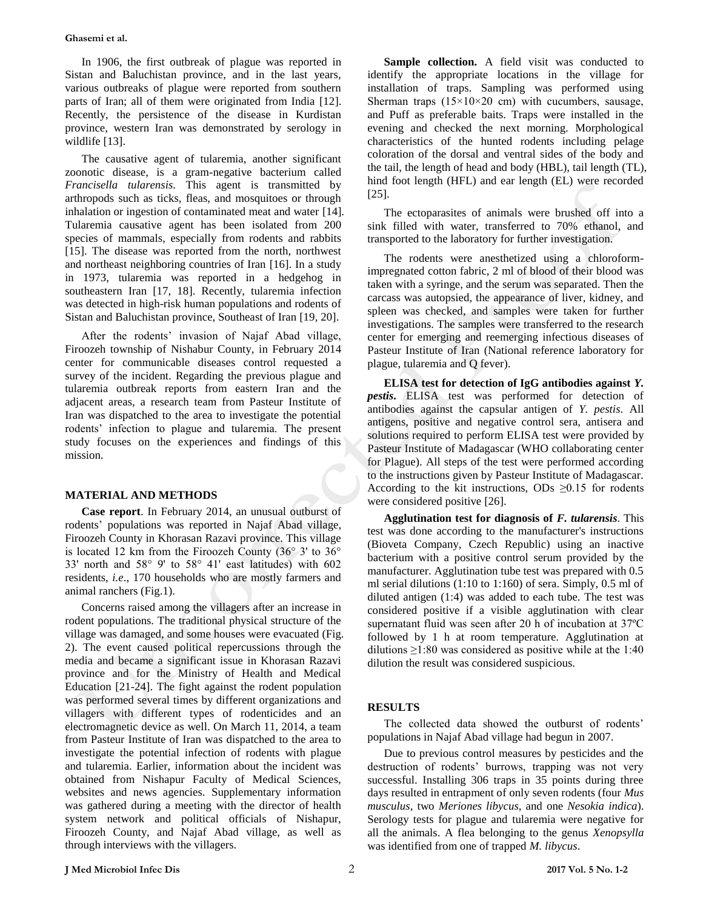In 1906, the first outbreak of plague was reported in Sistan and Baluchistan province, and in the last years, various outbreaks of plague were reported from southern parts of Iran; all of them were originated from India [12]. Recently, the persistence of the disease in Kurdistan province, western Iran was demonstrated by serology in wildlife [13].

The causative agent of tularemia, another significant zoonotic disease, is a gram-negative bacterium called *Francisella tularensis*. This agent is transmitted by arthropods such as ticks, fleas, and mosquitoes or through inhalation or ingestion of contaminated meat and water [14]. Tularemia causative agent has been isolated from 200 species of mammals, especially from rodents and rabbits [15]. The disease was reported from the north, northwest and northeast neighboring countries of Iran [16]. In a study in 1973, tularemia was reported in a hedgehog in southeastern Iran [17, 18]. Recently, tularemia infection was detected in high-risk human populations and rodents of Sistan and Baluchistan province, Southeast of Iran [19, 20].

After the rodents' invasion of Najaf Abad village, Firoozeh township of Nishabur County, in February 2014 center for communicable diseases control requested a survey of the incident. Regarding the previous plague and tularemia outbreak reports from eastern Iran and the adjacent areas, a research team from Pasteur Institute of Iran was dispatched to the area to investigate the potential rodents' infection to plague and tularemia. The present study focuses on the experiences and findings of this mission.

## MATERIAL AND METHODS

**Case report**. In February 2014, an unusual outburst of rodents' populations was reported in Najaf Abad village, Firoozeh County in Khorasan Razavi province. This village is located 12 km from the Firoozeh County (36° 3' to 36° 33' north and 58° 9' to 58° 41' east latitudes) with 602 residents, *i.e*., 170 households who are mostly farmers and animal ranchers (Fig.1).

Concerns raised among the villagers after an increase in rodent populations. The traditional physical structure of the village was damaged, and some houses were evacuated (Fig. 2). The event caused political repercussions through the media and became a significant issue in Khorasan Razavi province and for the Ministry of Health and Medical Education [21-24]. The fight against the rodent population was performed several times by different organizations and villagers with different types of rodenticides and an electromagnetic device as well. On March 11, 2014, a team from Pasteur Institute of Iran was dispatched to the area to investigate the potential infection of rodents with plague and tularemia. Earlier, information about the incident was obtained from Nishapur Faculty of Medical Sciences, websites and news agencies. Supplementary information was gathered during a meeting with the director of health system network and political officials of Nishapur, Firoozeh County, and Najaf Abad village, as well as through interviews with the villagers.

**Sample collection.** A field visit was conducted to identify the appropriate locations in the village for installation of traps. Sampling was performed using Sherman traps (15×10×20 cm) with cucumbers, sausage, and Puff as preferable baits. Traps were installed in the evening and checked the next morning. Morphological characteristics of the hunted rodents including pelage coloration of the dorsal and ventral sides of the body and the tail, the length of head and body (HBL), tail length (TL), hind foot length (HFL) and ear length (EL) were recorded [25].

The ectoparasites of animals were brushed off into a sink filled with water, transferred to 70% ethanol, and transported to the laboratory for further investigation.

The rodents were anesthetized using a chloroform-impregnated cotton fabric, 2 ml of blood of their blood was taken with a syringe, and the serum was separated. Then the carcass was autopsied, the appearance of liver, kidney, and spleen was checked, and samples were taken for further investigations. The samples were transferred to the research center for emerging and reemerging infectious diseases of Pasteur Institute of Iran (National reference laboratory for plague, tularemia and Q fever).

**ELISA test for detection of IgG antibodies against *Y. pestis*.** ELISA test was performed for detection of antibodies against the capsular antigen of *Y. pestis*. All antigens, positive and negative control sera, antisera and solutions required to perform ELISA test were provided by Pasteur Institute of Madagascar (WHO collaborating center for Plague). All steps of the test were performed according to the instructions given by Pasteur Institute of Madagascar. According to the kit instructions, ODs ≥0.15 for rodents were considered positive [26].

**Agglutination test for diagnosis of *F. tularensis*.** This test was done according to the manufacturer's instructions (Bioveta Company, Czech Republic) using an inactive bacterium with a positive control serum provided by the manufacturer. Agglutination tube test was prepared with 0.5 ml serial dilutions (1:10 to 1:160) of sera. Simply, 0.5 ml of diluted antigen (1:4) was added to each tube. The test was considered positive if a visible agglutination with clear supernatant fluid was seen after 20 h of incubation at 37ºC followed by 1 h at room temperature. Agglutination at dilutions ≥1:80 was considered as positive while at the 1:40 dilution the result was considered suspicious.

## RESULTS

The collected data showed the outburst of rodents' populations in Najaf Abad village had begun in 2007.

Due to previous control measures by pesticides and the destruction of rodents' burrows, trapping was not very successful. Installing 306 traps in 35 points during three days resulted in entrapment of only seven rodents (four *Mus musculus*, two *Meriones libycus,* and one *Nesokia indica*). Serology tests for plague and tularemia were negative for all the animals. A flea belonging to the genus *Xenopsylla* was identified from one of trapped *M. libycus*.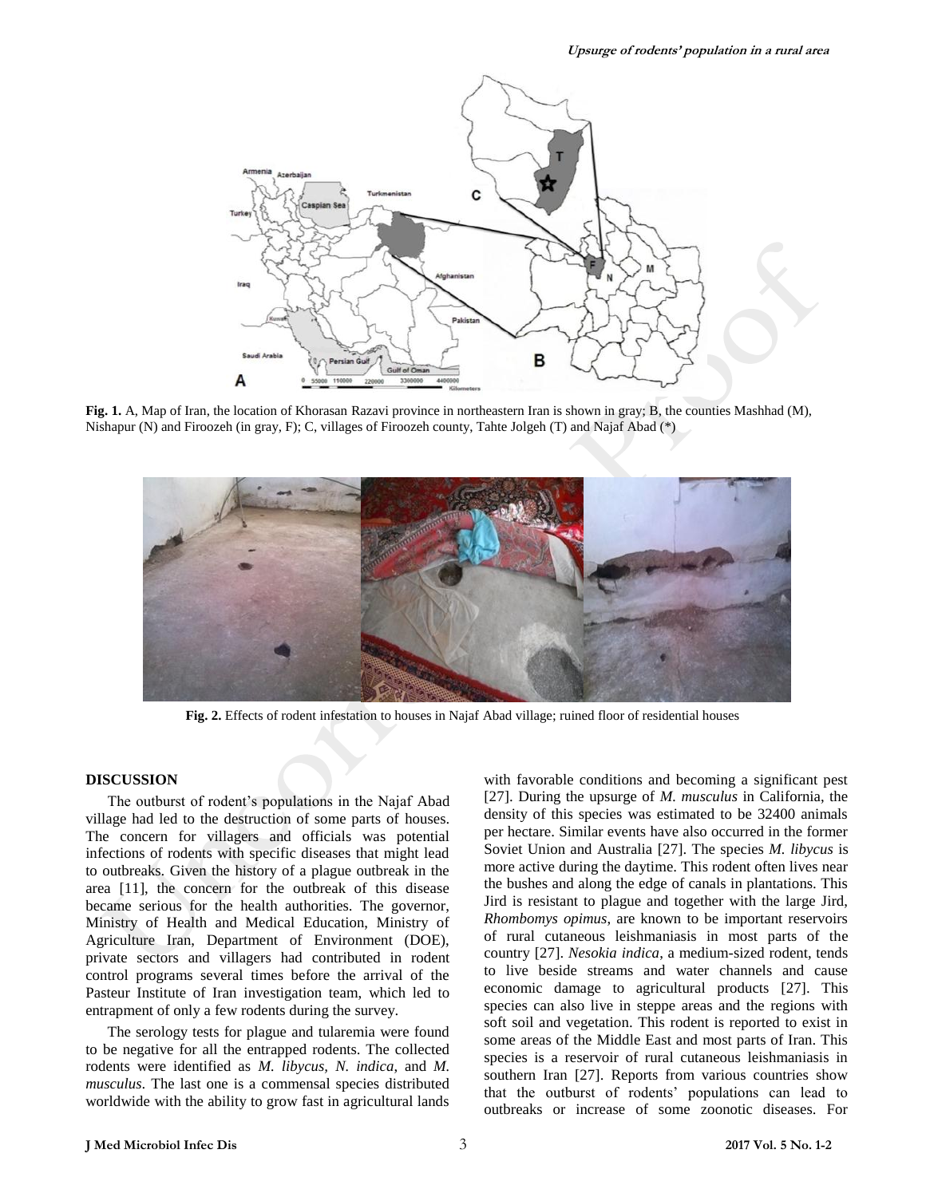**Fig. 1.** A, Map of Iran, the location of Khorasan Razavi province in northeastern Iran is shown in gray; B, the counties Mashhad (M), Nishapur (N) and Firoozeh (in gray, F); C, villages of Firoozeh county, Tahte Jolgeh (T) and Najaf Abad (*)

**Fig. 2.** Effects of rodent infestation to houses in Najaf Abad village; ruined floor of residential houses

## DISCUSSION

The outburst of rodent's populations in the Najaf Abad village had led to the destruction of some parts of houses. The concern for villagers and officials was potential infections of rodents with specific diseases that might lead to outbreaks. Given the history of a plague outbreak in the area [11], the concern for the outbreak of this disease became serious for the health authorities. The governor, Ministry of Health and Medical Education, Ministry of Agriculture Iran, Department of Environment (DOE), private sectors and villagers had contributed in rodent control programs several times before the arrival of the Pasteur Institute of Iran investigation team, which led to entrapment of only a few rodents during the survey.

The serology tests for plague and tularemia were found to be negative for all the entrapped rodents. The collected rodents were identified as *M. libycus*, *N. indica*, and *M. musculus*. The last one is a commensal species distributed worldwide with the ability to grow fast in agricultural lands with favorable conditions and becoming a significant pest [27]. During the upsurge of *M. musculus* in California, the density of this species was estimated to be 32400 animals per hectare. Similar events have also occurred in the former Soviet Union and Australia [27]. The species *M. libycus* is more active during the daytime. This rodent often lives near the bushes and along the edge of canals in plantations. This Jird is resistant to plague and together with the large Jird, *Rhombomys opimus*, are known to be important reservoirs of rural cutaneous leishmaniasis in most parts of the country [27]. *Nesokia indica*, a medium-sized rodent, tends to live beside streams and water channels and cause economic damage to agricultural products [27]. This species can also live in steppe areas and the regions with soft soil and vegetation. This rodent is reported to exist in some areas of the Middle East and most parts of Iran. This species is a reservoir of rural cutaneous leishmaniasis in southern Iran [27]. Reports from various countries show that the outburst of rodents' populations can lead to outbreaks or increase of some zoonotic diseases. For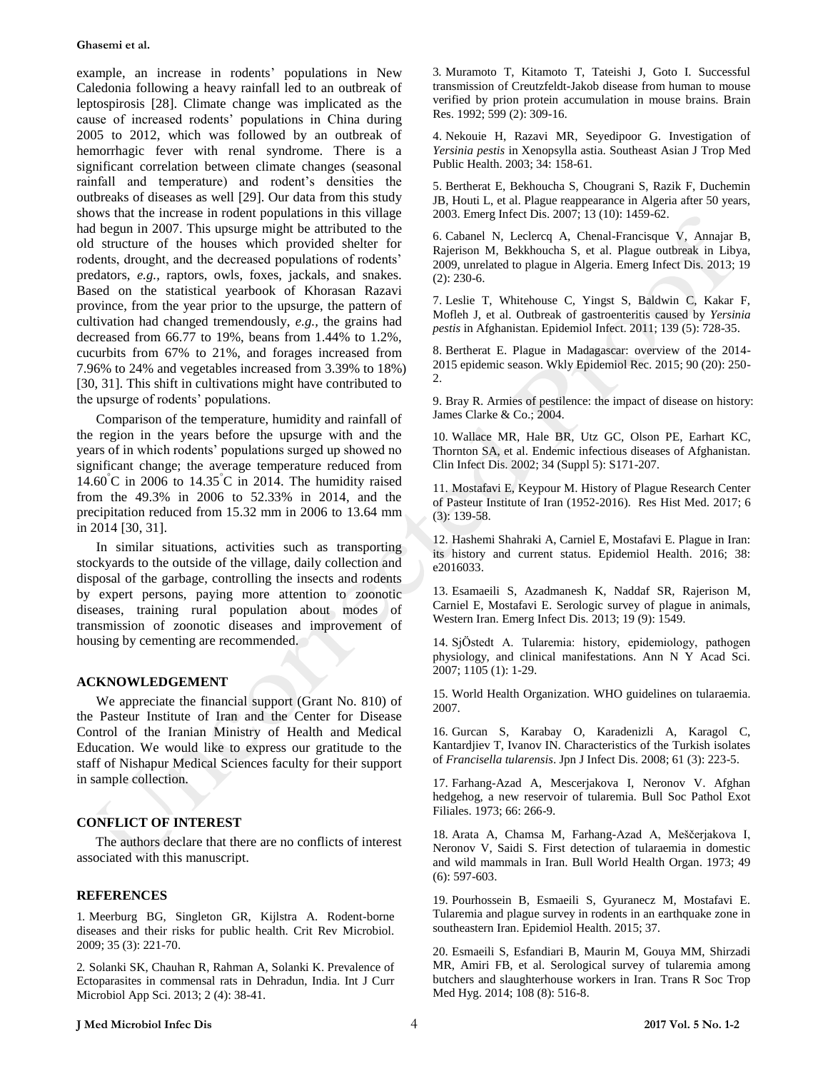example, an increase in rodents' populations in New Caledonia following a heavy rainfall led to an outbreak of leptospirosis [28]. Climate change was implicated as the cause of increased rodents' populations in China during 2005 to 2012, which was followed by an outbreak of hemorrhagic fever with renal syndrome. There is a significant correlation between climate changes (seasonal rainfall and temperature) and rodent's densities the outbreaks of diseases as well [29]. Our data from this study shows that the increase in rodent populations in this village had begun in 2007. This upsurge might be attributed to the old structure of the houses which provided shelter for rodents, drought, and the decreased populations of rodents' predators, *e.g.,* raptors, owls, foxes, jackals, and snakes. Based on the statistical yearbook of Khorasan Razavi province, from the year prior to the upsurge, the pattern of cultivation had changed tremendously, *e.g.,* the grains had decreased from 66.77 to 19%, beans from 1.44% to 1.2%, cucurbits from 67% to 21%, and forages increased from 7.96% to 24% and vegetables increased from 3.39% to 18%) [30, 31]. This shift in cultivations might have contributed to the upsurge of rodents' populations.

Comparison of the temperature, humidity and rainfall of the region in the years before the upsurge with and the years of in which rodents' populations surged up showed no significant change; the average temperature reduced from 14.60°C in 2006 to 14.35°C in 2014. The humidity raised from the 49.3% in 2006 to 52.33% in 2014, and the precipitation reduced from 15.32 mm in 2006 to 13.64 mm in 2014 [30, 31].

In similar situations, activities such as transporting stockyards to the outside of the village, daily collection and disposal of the garbage, controlling the insects and rodents by expert persons, paying more attention to zoonotic diseases, training rural population about modes of transmission of zoonotic diseases and improvement of housing by cementing are recommended.

## ACKNOWLEDGEMENT

We appreciate the financial support (Grant No. 810) of the Pasteur Institute of Iran and the Center for Disease Control of the Iranian Ministry of Health and Medical Education. We would like to express our gratitude to the staff of Nishapur Medical Sciences faculty for their support in sample collection.

## CONFLICT OF INTEREST

The authors declare that there are no conflicts of interest associated with this manuscript.

## REFERENCES

1. Meerburg BG, Singleton GR, Kijlstra A. Rodent-borne diseases and their risks for public health. Crit Rev Microbiol. 2009; 35 (3): 221-70.

2. Solanki SK, Chauhan R, Rahman A, Solanki K. Prevalence of Ectoparasites in commensal rats in Dehradun, India. Int J Curr Microbiol App Sci. 2013; 2 (4): 38-41.

3. Muramoto T, Kitamoto T, Tateishi J, Goto I. Successful transmission of Creutzfeldt-Jakob disease from human to mouse verified by prion protein accumulation in mouse brains. Brain Res. 1992; 599 (2): 309-16.

4. Nekouie H, Razavi MR, Seyedipoor G. Investigation of *Yersinia pestis* in Xenopsylla astia. Southeast Asian J Trop Med Public Health. 2003; 34: 158-61.

5. Bertherat E, Bekhoucha S, Chougrani S, Razik F, Duchemin JB, Houti L, et al. Plague reappearance in Algeria after 50 years, 2003. Emerg Infect Dis. 2007; 13 (10): 1459-62.

6. Cabanel N, Leclercq A, Chenal-Francisque V, Annajar B, Rajerison M, Bekkhoucha S, et al. Plague outbreak in Libya, 2009, unrelated to plague in Algeria. Emerg Infect Dis. 2013; 19 (2): 230-6.

7. Leslie T, Whitehouse C, Yingst S, Baldwin C, Kakar F, Mofleh J, et al. Outbreak of gastroenteritis caused by *Yersinia pestis* in Afghanistan. Epidemiol Infect. 2011; 139 (5): 728-35.

8. Bertherat E. Plague in Madagascar: overview of the 2014-2015 epidemic season. Wkly Epidemiol Rec. 2015; 90 (20): 250-2.

9. Bray R. Armies of pestilence: the impact of disease on history: James Clarke & Co.; 2004.

10. Wallace MR, Hale BR, Utz GC, Olson PE, Earhart KC, Thornton SA, et al. Endemic infectious diseases of Afghanistan. Clin Infect Dis. 2002; 34 (Suppl 5): S171-207.

11. Mostafavi E, Keypour M. History of Plague Research Center of Pasteur Institute of Iran (1952-2016). Res Hist Med. 2017; 6 (3): 139-58.

12. Hashemi Shahraki A, Carniel E, Mostafavi E. Plague in Iran: its history and current status. Epidemiol Health. 2016; 38: e2016033.

13. Esamaeili S, Azadmanesh K, Naddaf SR, Rajerison M, Carniel E, Mostafavi E. Serologic survey of plague in animals, Western Iran. Emerg Infect Dis. 2013; 19 (9): 1549.

14. SjÖstedt A. Tularemia: history, epidemiology, pathogen physiology, and clinical manifestations. Ann N Y Acad Sci. 2007; 1105 (1): 1-29.

15. World Health Organization. WHO guidelines on tularaemia. 2007.

16. Gurcan S, Karabay O, Karadenizli A, Karagol C, Kantardjiev T, Ivanov IN. Characteristics of the Turkish isolates of *Francisella tularensis*. Jpn J Infect Dis. 2008; 61 (3): 223-5.

17. Farhang-Azad A, Mescerjakova I, Neronov V. Afghan hedgehog, a new reservoir of tularemia. Bull Soc Pathol Exot Filiales. 1973; 66: 266-9.

18. Arata A, Chamsa M, Farhang-Azad A, Meščerjakova I, Neronov V, Saidi S. First detection of tularaemia in domestic and wild mammals in Iran. Bull World Health Organ. 1973; 49 (6): 597-603.

19. Pourhossein B, Esmaeili S, Gyuranecz M, Mostafavi E. Tularemia and plague survey in rodents in an earthquake zone in southeastern Iran. Epidemiol Health. 2015; 37.

20. Esmaeili S, Esfandiari B, Maurin M, Gouya MM, Shirzadi MR, Amiri FB, et al. Serological survey of tularemia among butchers and slaughterhouse workers in Iran. Trans R Soc Trop Med Hyg. 2014; 108 (8): 516-8.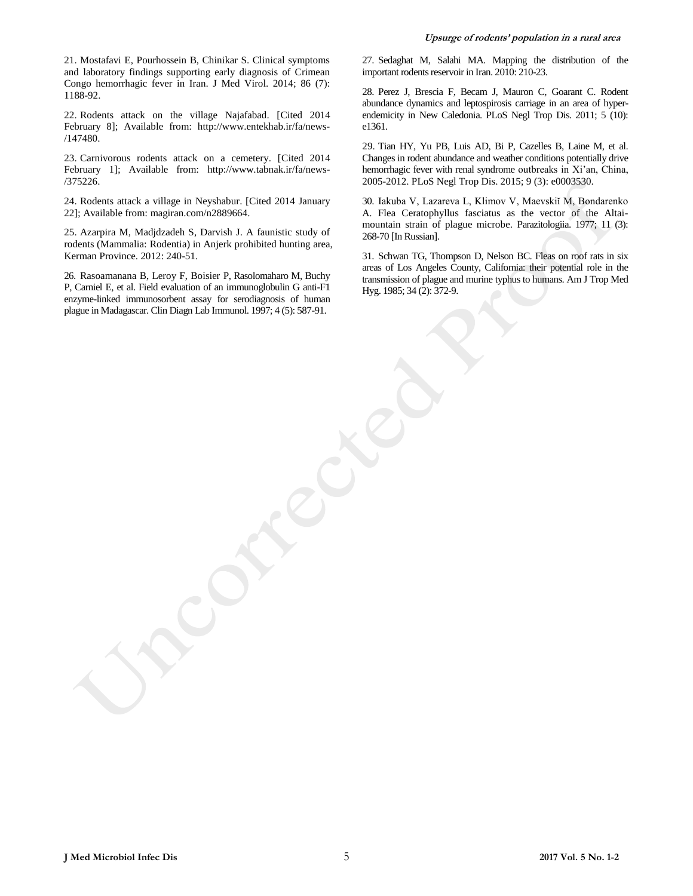21. Mostafavi E, Pourhossein B, Chinikar S. Clinical symptoms and laboratory findings supporting early diagnosis of Crimean Congo hemorrhagic fever in Iran. J Med Virol. 2014; 86 (7): 1188-92.

22. Rodents attack on the village Najafabad. [Cited 2014 February 8]; Available from: http://www.entekhab.ir/fa/news-/147480.

23. Carnivorous rodents attack on a cemetery. [Cited 2014 February 1]; Available from: http://www.tabnak.ir/fa/news-/375226.

24. Rodents attack a village in Neyshabur. [Cited 2014 January 22]; Available from: magiran.com/n2889664.

25. Azarpira M, Madjdzadeh S, Darvish J. A faunistic study of rodents (Mammalia: Rodentia) in Anjerk prohibited hunting area, Kerman Province. 2012: 240-51.

26. Rasoamanana B, Leroy F, Boisier P, Rasolomaharo M, Buchy P, Carniel E, et al. Field evaluation of an immunoglobulin G anti-F1 enzyme-linked immunosorbent assay for serodiagnosis of human plague in Madagascar. Clin Diagn Lab Immunol. 1997; 4 (5): 587-91.

27. Sedaghat M, Salahi MA. Mapping the distribution of the important rodents reservoir in Iran. 2010: 210-23.

28. Perez J, Brescia F, Becam J, Mauron C, Goarant C. Rodent abundance dynamics and leptospirosis carriage in an area of hyper-endemicity in New Caledonia. PLoS Negl Trop Dis. 2011; 5 (10): e1361.

29. Tian HY, Yu PB, Luis AD, Bi P, Cazelles B, Laine M, et al. Changes in rodent abundance and weather conditions potentially drive hemorrhagic fever with renal syndrome outbreaks in Xi'an, China, 2005-2012. PLoS Negl Trop Dis. 2015; 9 (3): e0003530.

30. Iakuba V, Lazareva L, Klimov V, Maevskiĭ M, Bondarenko A. Flea Ceratophyllus fasciatus as the vector of the Altai-mountain strain of plague microbe. Parazitologiia. 1977; 11 (3): 268-70 [In Russian].

31. Schwan TG, Thompson D, Nelson BC. Fleas on roof rats in six areas of Los Angeles County, California: their potential role in the transmission of plague and murine typhus to humans. Am J Trop Med Hyg. 1985; 34 (2): 372-9.